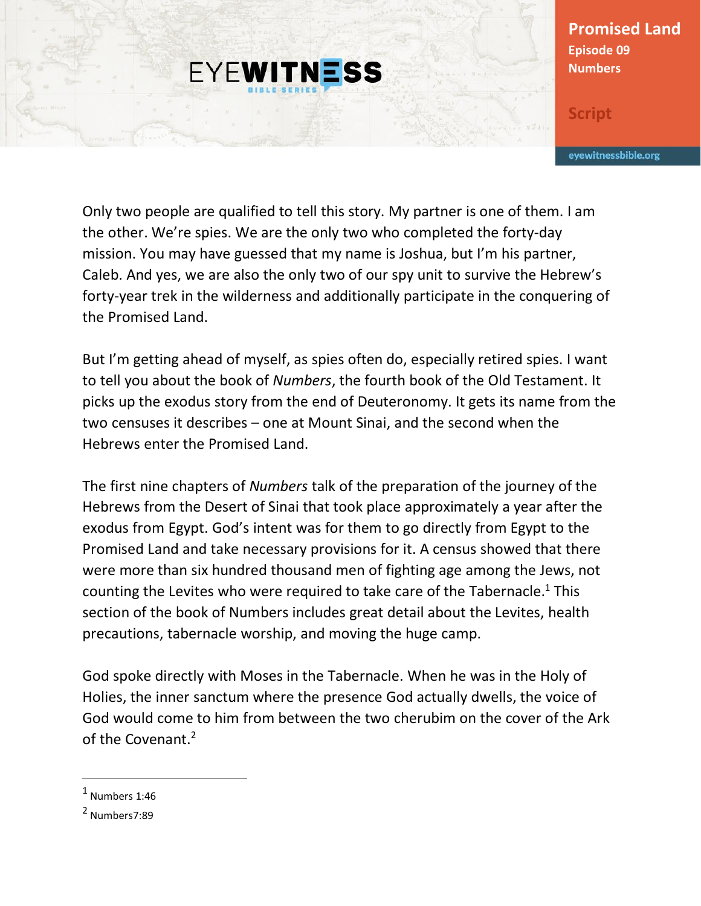# Promised Land

**Episode 09**
**Numbers**

**Script**

Only two people are qualified to tell this story. My partner is one of them. I am the other. We're spies. We are the only two who completed the forty-day mission. You may have guessed that my name is Joshua, but I'm his partner, Caleb. And yes, we are also the only two of our spy unit to survive the Hebrew's forty-year trek in the wilderness and additionally participate in the conquering of the Promised Land.

But I'm getting ahead of myself, as spies often do, especially retired spies. I want to tell you about the book of *Numbers*, the fourth book of the Old Testament. It picks up the exodus story from the end of Deuteronomy. It gets its name from the two censuses it describes – one at Mount Sinai, and the second when the Hebrews enter the Promised Land.

The first nine chapters of *Numbers* talk of the preparation of the journey of the Hebrews from the Desert of Sinai that took place approximately a year after the exodus from Egypt. God's intent was for them to go directly from Egypt to the Promised Land and take necessary provisions for it. A census showed that there were more than six hundred thousand men of fighting age among the Jews, not counting the Levites who were required to take care of the Tabernacle.[1] This section of the book of Numbers includes great detail about the Levites, health precautions, tabernacle worship, and moving the huge camp.

God spoke directly with Moses in the Tabernacle. When he was in the Holy of Holies, the inner sanctum where the presence God actually dwells, the voice of God would come to him from between the two cherubim on the cover of the Ark of the Covenant.[2]

---

[1] Numbers 1:46

[2] Numbers7:89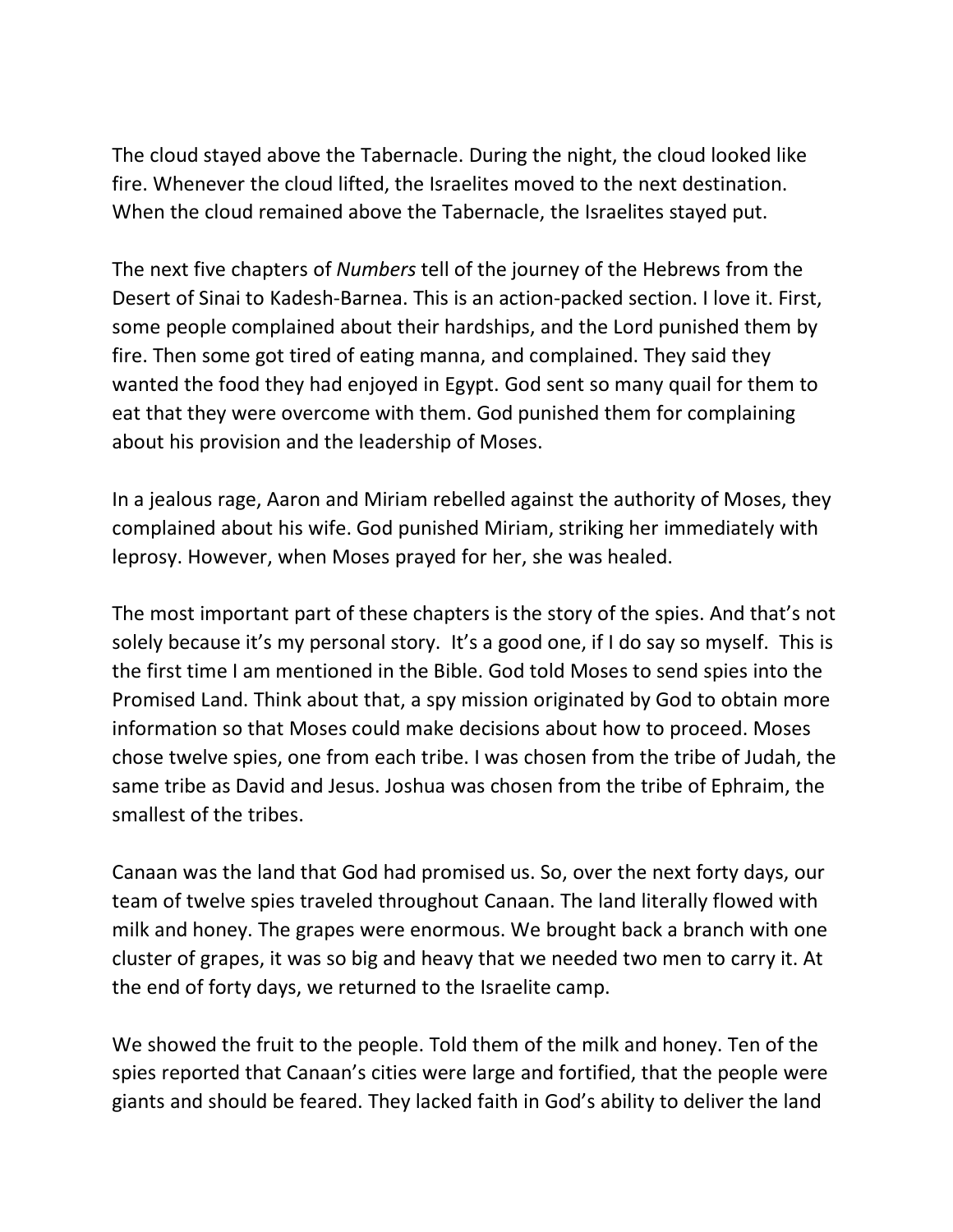The cloud stayed above the Tabernacle. During the night, the cloud looked like fire. Whenever the cloud lifted, the Israelites moved to the next destination. When the cloud remained above the Tabernacle, the Israelites stayed put.

The next five chapters of *Numbers* tell of the journey of the Hebrews from the Desert of Sinai to Kadesh-Barnea. This is an action-packed section. I love it. First, some people complained about their hardships, and the Lord punished them by fire. Then some got tired of eating manna, and complained. They said they wanted the food they had enjoyed in Egypt. God sent so many quail for them to eat that they were overcome with them. God punished them for complaining about his provision and the leadership of Moses.

In a jealous rage, Aaron and Miriam rebelled against the authority of Moses, they complained about his wife. God punished Miriam, striking her immediately with leprosy. However, when Moses prayed for her, she was healed.

The most important part of these chapters is the story of the spies. And that's not solely because it's my personal story. It's a good one, if I do say so myself. This is the first time I am mentioned in the Bible. God told Moses to send spies into the Promised Land. Think about that, a spy mission originated by God to obtain more information so that Moses could make decisions about how to proceed. Moses chose twelve spies, one from each tribe. I was chosen from the tribe of Judah, the same tribe as David and Jesus. Joshua was chosen from the tribe of Ephraim, the smallest of the tribes.

Canaan was the land that God had promised us. So, over the next forty days, our team of twelve spies traveled throughout Canaan. The land literally flowed with milk and honey. The grapes were enormous. We brought back a branch with one cluster of grapes, it was so big and heavy that we needed two men to carry it. At the end of forty days, we returned to the Israelite camp.

We showed the fruit to the people. Told them of the milk and honey. Ten of the spies reported that Canaan's cities were large and fortified, that the people were giants and should be feared. They lacked faith in God's ability to deliver the land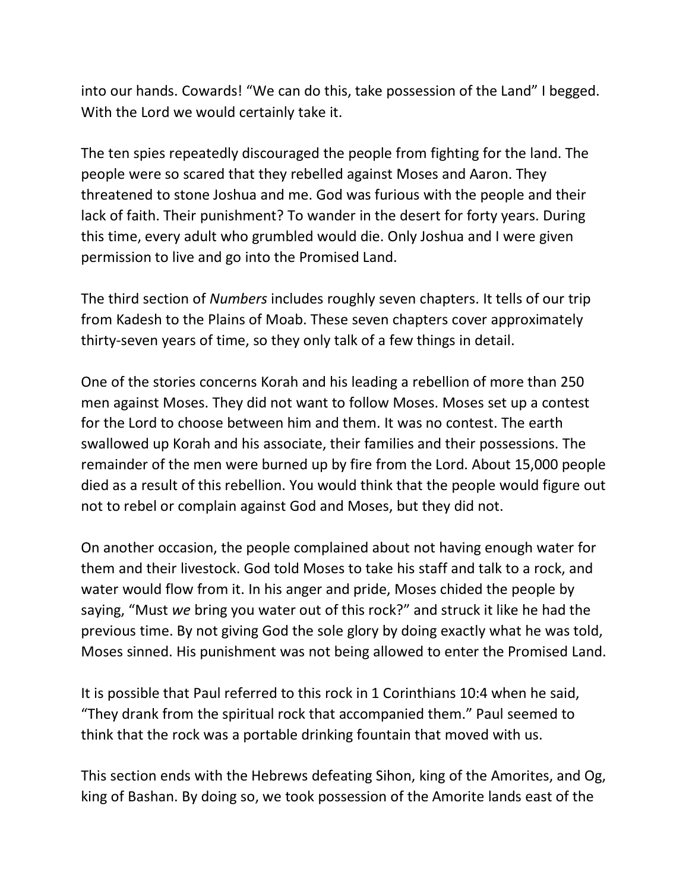into our hands. Cowards! "We can do this, take possession of the Land" I begged. With the Lord we would certainly take it.

The ten spies repeatedly discouraged the people from fighting for the land. The people were so scared that they rebelled against Moses and Aaron. They threatened to stone Joshua and me. God was furious with the people and their lack of faith. Their punishment? To wander in the desert for forty years. During this time, every adult who grumbled would die. Only Joshua and I were given permission to live and go into the Promised Land.

The third section of *Numbers* includes roughly seven chapters. It tells of our trip from Kadesh to the Plains of Moab. These seven chapters cover approximately thirty-seven years of time, so they only talk of a few things in detail.

One of the stories concerns Korah and his leading a rebellion of more than 250 men against Moses. They did not want to follow Moses. Moses set up a contest for the Lord to choose between him and them. It was no contest. The earth swallowed up Korah and his associate, their families and their possessions. The remainder of the men were burned up by fire from the Lord. About 15,000 people died as a result of this rebellion. You would think that the people would figure out not to rebel or complain against God and Moses, but they did not.

On another occasion, the people complained about not having enough water for them and their livestock. God told Moses to take his staff and talk to a rock, and water would flow from it. In his anger and pride, Moses chided the people by saying, "Must *we* bring you water out of this rock?" and struck it like he had the previous time. By not giving God the sole glory by doing exactly what he was told, Moses sinned. His punishment was not being allowed to enter the Promised Land.

It is possible that Paul referred to this rock in 1 Corinthians 10:4 when he said, "They drank from the spiritual rock that accompanied them." Paul seemed to think that the rock was a portable drinking fountain that moved with us.

This section ends with the Hebrews defeating Sihon, king of the Amorites, and Og, king of Bashan. By doing so, we took possession of the Amorite lands east of the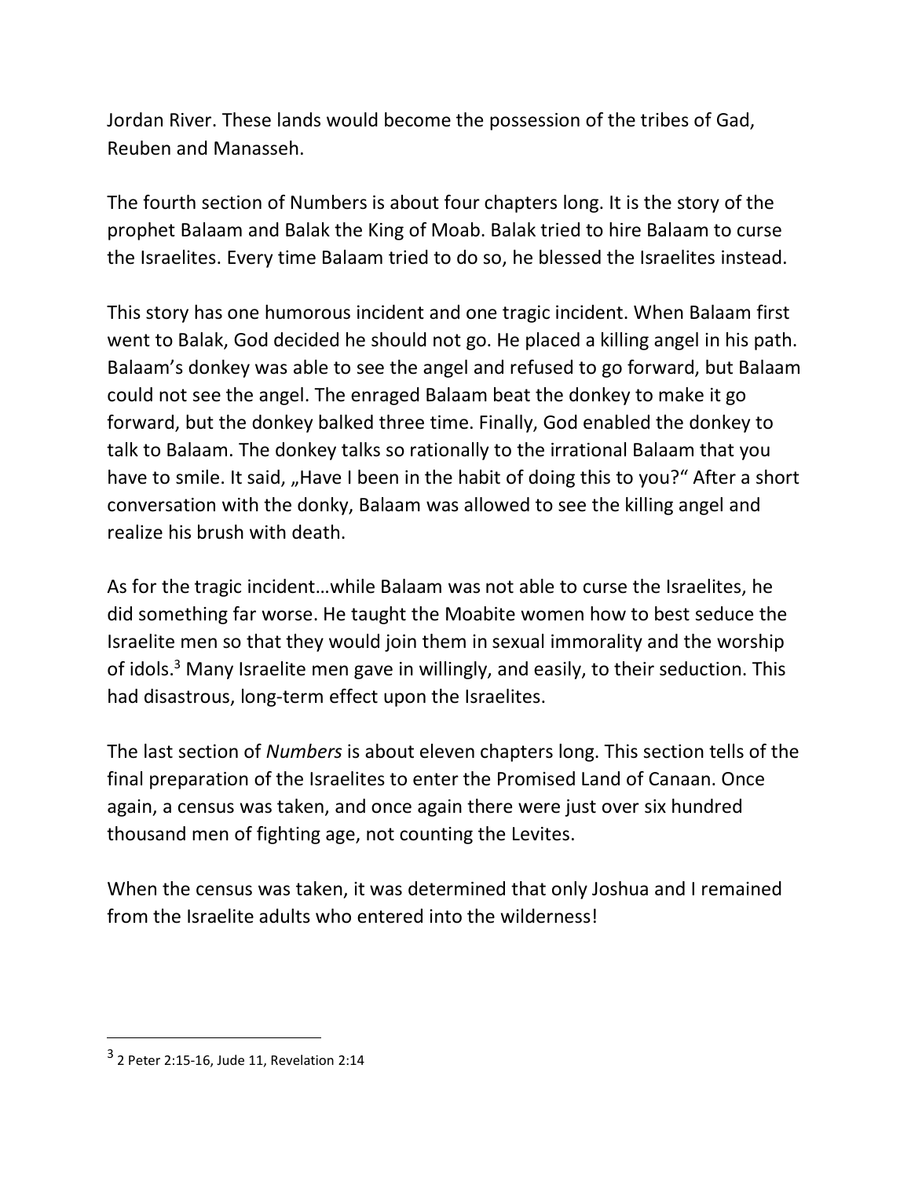Jordan River. These lands would become the possession of the tribes of Gad, Reuben and Manasseh.

The fourth section of Numbers is about four chapters long. It is the story of the prophet Balaam and Balak the King of Moab. Balak tried to hire Balaam to curse the Israelites. Every time Balaam tried to do so, he blessed the Israelites instead.

This story has one humorous incident and one tragic incident. When Balaam first went to Balak, God decided he should not go. He placed a killing angel in his path. Balaam's donkey was able to see the angel and refused to go forward, but Balaam could not see the angel. The enraged Balaam beat the donkey to make it go forward, but the donkey balked three time. Finally, God enabled the donkey to talk to Balaam. The donkey talks so rationally to the irrational Balaam that you have to smile. It said, „Have I been in the habit of doing this to you?" After a short conversation with the donky, Balaam was allowed to see the killing angel and realize his brush with death.

As for the tragic incident…while Balaam was not able to curse the Israelites, he did something far worse. He taught the Moabite women how to best seduce the Israelite men so that they would join them in sexual immorality and the worship of idols.[3] Many Israelite men gave in willingly, and easily, to their seduction. This had disastrous, long-term effect upon the Israelites.

The last section of *Numbers* is about eleven chapters long. This section tells of the final preparation of the Israelites to enter the Promised Land of Canaan. Once again, a census was taken, and once again there were just over six hundred thousand men of fighting age, not counting the Levites.

When the census was taken, it was determined that only Joshua and I remained from the Israelite adults who entered into the wilderness!

---

[3] 2 Peter 2:15-16, Jude 11, Revelation 2:14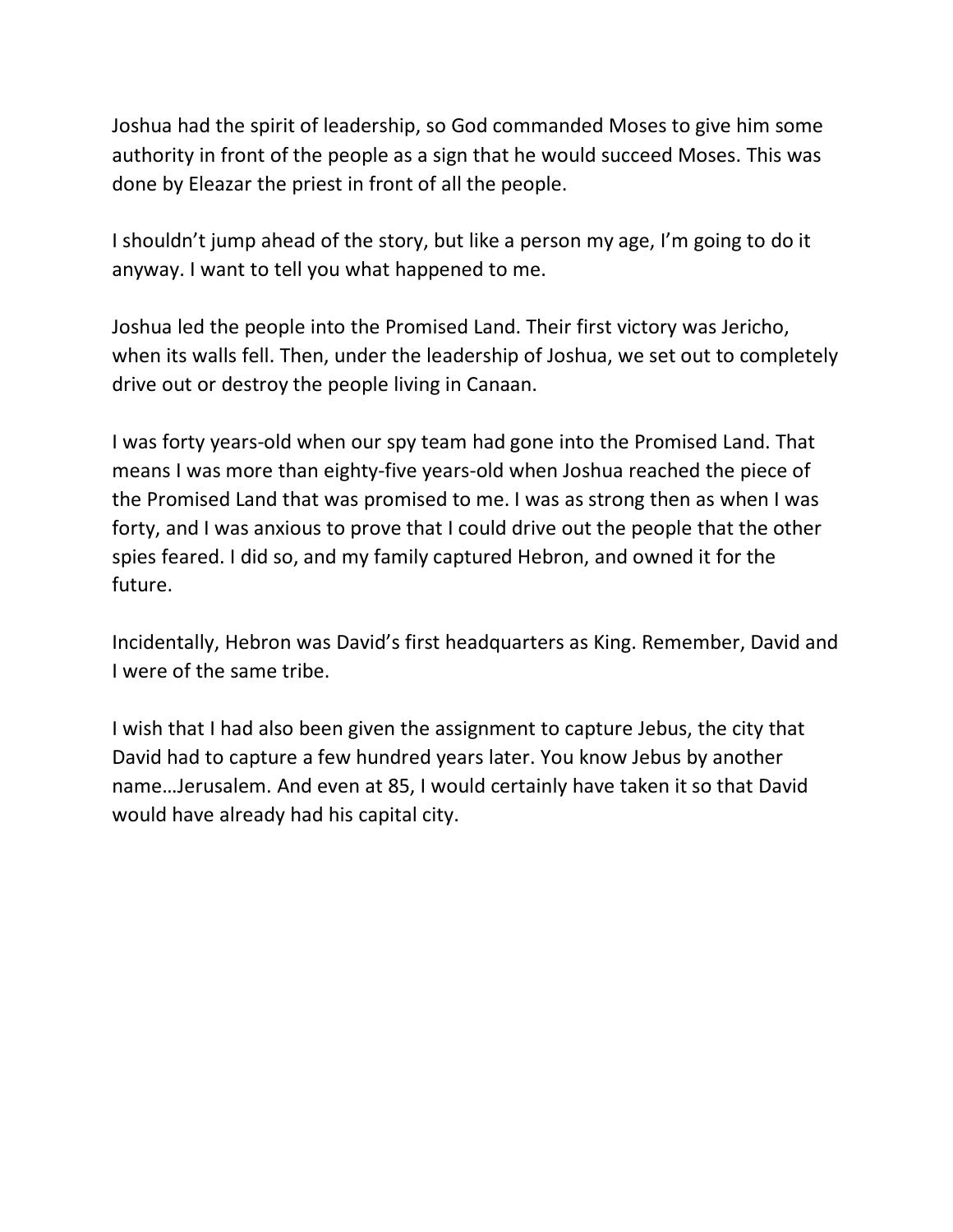Joshua had the spirit of leadership, so God commanded Moses to give him some authority in front of the people as a sign that he would succeed Moses. This was done by Eleazar the priest in front of all the people.

I shouldn't jump ahead of the story, but like a person my age, I'm going to do it anyway. I want to tell you what happened to me.

Joshua led the people into the Promised Land. Their first victory was Jericho, when its walls fell. Then, under the leadership of Joshua, we set out to completely drive out or destroy the people living in Canaan.

I was forty years-old when our spy team had gone into the Promised Land. That means I was more than eighty-five years-old when Joshua reached the piece of the Promised Land that was promised to me. I was as strong then as when I was forty, and I was anxious to prove that I could drive out the people that the other spies feared. I did so, and my family captured Hebron, and owned it for the future.

Incidentally, Hebron was David's first headquarters as King. Remember, David and I were of the same tribe.

I wish that I had also been given the assignment to capture Jebus, the city that David had to capture a few hundred years later. You know Jebus by another name…Jerusalem. And even at 85, I would certainly have taken it so that David would have already had his capital city.